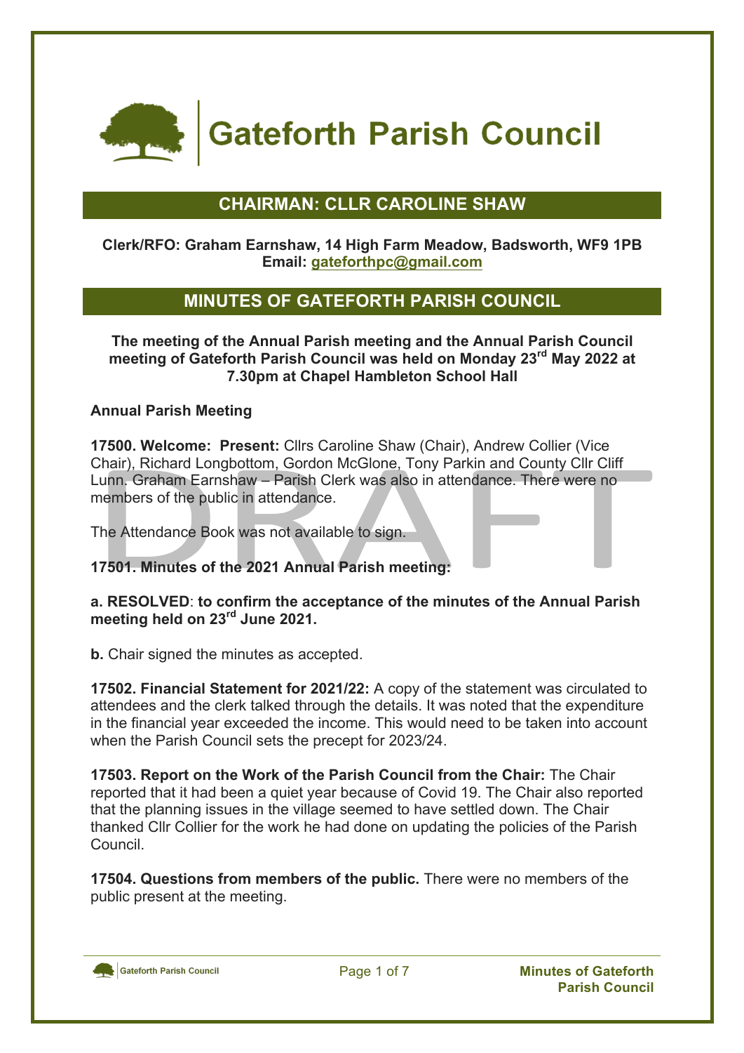# Gateforth Parish Council

## CHAIRMAN: CLLR CAROLINE SHAW

**Clerk/RFO: Graham Earnshaw, 14 High Farm Meadow, Badsworth, WF9 1PB**
**Email: gateforthpc@gmail.com**

## MINUTES OF GATEFORTH PARISH COUNCIL

**The meeting of the Annual Parish meeting and the Annual Parish Council meeting of Gateforth Parish Council was held on Monday 23rd May 2022 at 7.30pm at Chapel Hambleton School Hall**

**Annual Parish Meeting**

**17500. Welcome: Present:** Cllrs Caroline Shaw (Chair), Andrew Collier (Vice Chair), Richard Longbottom, Gordon McGlone, Tony Parkin and County Cllr Cliff Lunn. Graham Earnshaw – Parish Clerk was also in attendance. There were no members of the public in attendance.

The Attendance Book was not available to sign.

**17501. Minutes of the 2021 Annual Parish meeting:**

**a. RESOLVED**: **to confirm the acceptance of the minutes of the Annual Parish meeting held on 23rd June 2021.**

**b.** Chair signed the minutes as accepted.

**17502. Financial Statement for 2021/22:** A copy of the statement was circulated to attendees and the clerk talked through the details. It was noted that the expenditure in the financial year exceeded the income. This would need to be taken into account when the Parish Council sets the precept for 2023/24.

**17503. Report on the Work of the Parish Council from the Chair:** The Chair reported that it had been a quiet year because of Covid 19. The Chair also reported that the planning issues in the village seemed to have settled down. The Chair thanked Cllr Collier for the work he had done on updating the policies of the Parish Council.

**17504. Questions from members of the public.** There were no members of the public present at the meeting.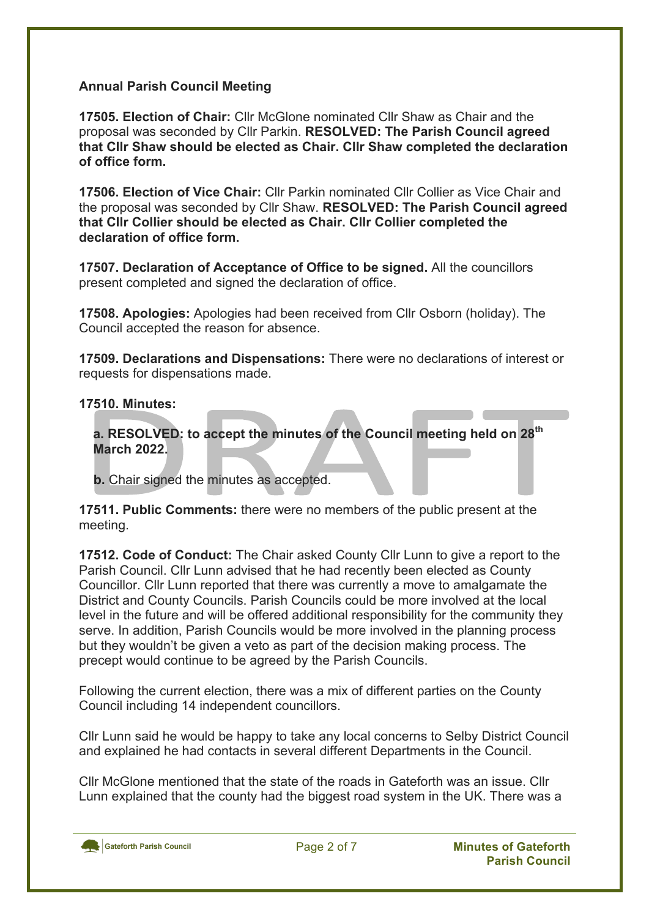**Annual Parish Council Meeting**

**17505. Election of Chair:** Cllr McGlone nominated Cllr Shaw as Chair and the proposal was seconded by Cllr Parkin. **RESOLVED: The Parish Council agreed that Cllr Shaw should be elected as Chair. Cllr Shaw completed the declaration of office form.**

**17506. Election of Vice Chair:** Cllr Parkin nominated Cllr Collier as Vice Chair and the proposal was seconded by Cllr Shaw. **RESOLVED: The Parish Council agreed that Cllr Collier should be elected as Chair. Cllr Collier completed the declaration of office form.**

**17507. Declaration of Acceptance of Office to be signed.** All the councillors present completed and signed the declaration of office.

**17508. Apologies:** Apologies had been received from Cllr Osborn (holiday). The Council accepted the reason for absence.

**17509. Declarations and Dispensations:** There were no declarations of interest or requests for dispensations made.

**17510. Minutes:**

**a. RESOLVED: to accept the minutes of the Council meeting held on 28th March 2022.**

**b.** Chair signed the minutes as accepted.

**17511. Public Comments:** there were no members of the public present at the meeting.

**17512. Code of Conduct:** The Chair asked County Cllr Lunn to give a report to the Parish Council. Cllr Lunn advised that he had recently been elected as County Councillor. Cllr Lunn reported that there was currently a move to amalgamate the District and County Councils. Parish Councils could be more involved at the local level in the future and will be offered additional responsibility for the community they serve. In addition, Parish Councils would be more involved in the planning process but they wouldn't be given a veto as part of the decision making process. The precept would continue to be agreed by the Parish Councils.

Following the current election, there was a mix of different parties on the County Council including 14 independent councillors.

Cllr Lunn said he would be happy to take any local concerns to Selby District Council and explained he had contacts in several different Departments in the Council.

Cllr McGlone mentioned that the state of the roads in Gateforth was an issue. Cllr Lunn explained that the county had the biggest road system in the UK. There was a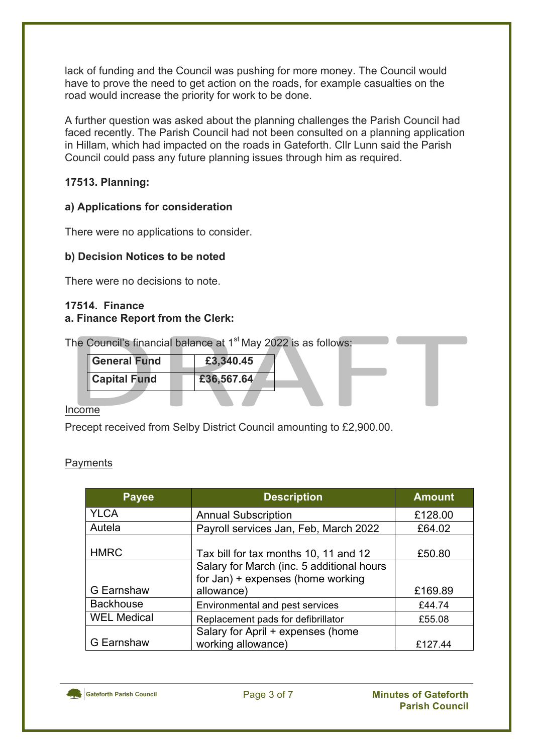lack of funding and the Council was pushing for more money. The Council would have to prove the need to get action on the roads, for example casualties on the road would increase the priority for work to be done.

A further question was asked about the planning challenges the Parish Council had faced recently. The Parish Council had not been consulted on a planning application in Hillam, which had impacted on the roads in Gateforth. Cllr Lunn said the Parish Council could pass any future planning issues through him as required.

**17513. Planning:**

**a) Applications for consideration**

There were no applications to consider.

**b) Decision Notices to be noted**

There were no decisions to note.

**17514. Finance**

**a. Finance Report from the Clerk:**

The Council's financial balance at 1st May 2022 is as follows:

| **General Fund** | **£3,340.45** |
|---|---|
| **Capital Fund** | **£36,567.64** |

Income

Precept received from Selby District Council amounting to £2,900.00.

Payments

| Payee | Description | Amount |
|---|---|---|
| YLCA | Annual Subscription | £128.00 |
| Autela | Payroll services Jan, Feb, March 2022 | £64.02 |
| HMRC | Tax bill for tax months 10, 11 and 12 | £50.80 |
| G Earnshaw | Salary for March (inc. 5 additional hours for Jan) + expenses (home working allowance) | £169.89 |
| Backhouse | Environmental and pest services | £44.74 |
| WEL Medical | Replacement pads for defibrillator | £55.08 |
| G Earnshaw | Salary for April + expenses (home working allowance) | £127.44 |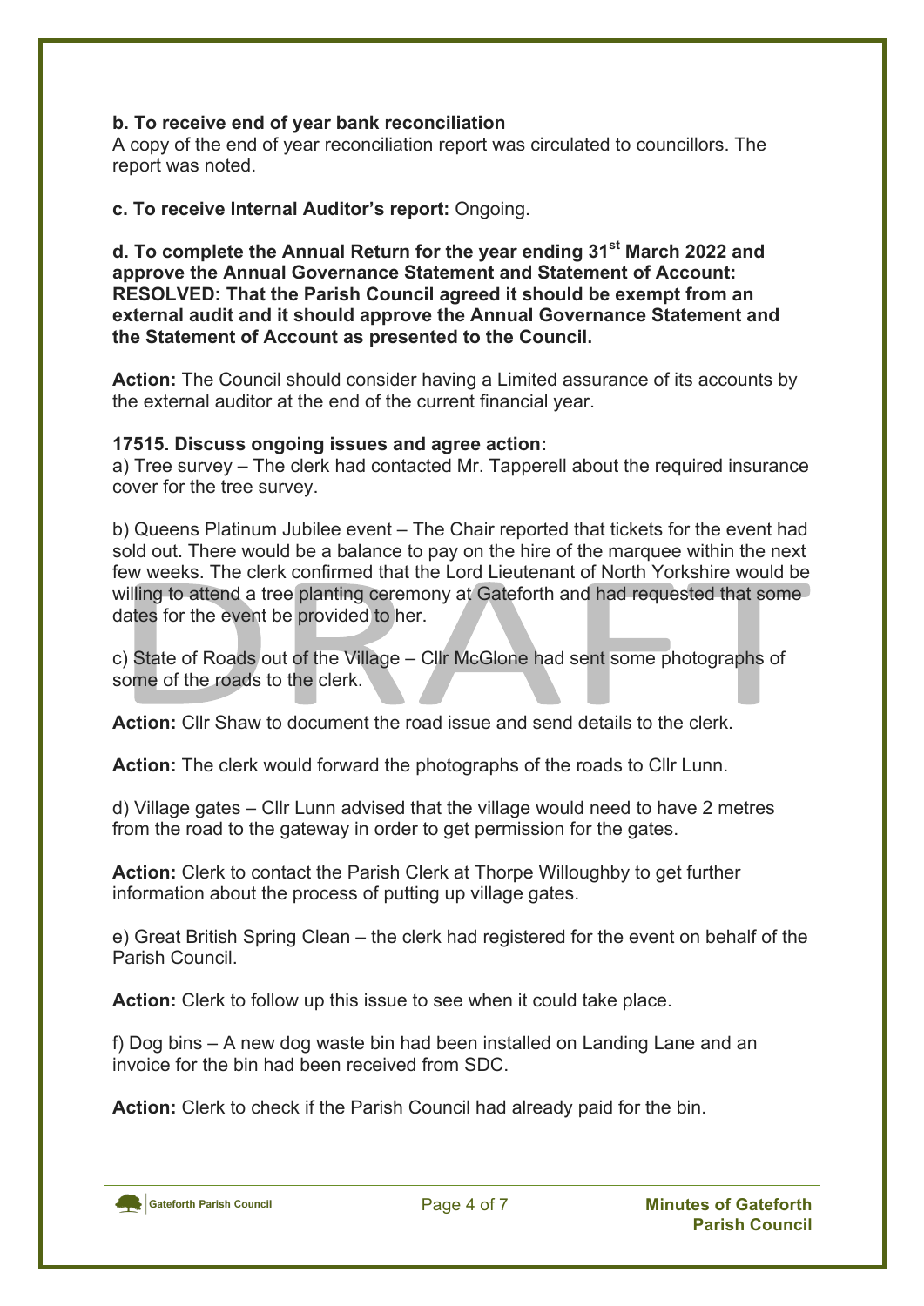**b. To receive end of year bank reconciliation**
A copy of the end of year reconciliation report was circulated to councillors. The report was noted.

**c. To receive Internal Auditor's report:** Ongoing.

**d. To complete the Annual Return for the year ending 31st March 2022 and approve the Annual Governance Statement and Statement of Account: RESOLVED: That the Parish Council agreed it should be exempt from an external audit and it should approve the Annual Governance Statement and the Statement of Account as presented to the Council.**

**Action:** The Council should consider having a Limited assurance of its accounts by the external auditor at the end of the current financial year.

**17515. Discuss ongoing issues and agree action:**
a) Tree survey – The clerk had contacted Mr. Tapperell about the required insurance cover for the tree survey.

b) Queens Platinum Jubilee event – The Chair reported that tickets for the event had sold out. There would be a balance to pay on the hire of the marquee within the next few weeks. The clerk confirmed that the Lord Lieutenant of North Yorkshire would be willing to attend a tree planting ceremony at Gateforth and had requested that some dates for the event be provided to her.

c) State of Roads out of the Village – Cllr McGlone had sent some photographs of some of the roads to the clerk.

**Action:** Cllr Shaw to document the road issue and send details to the clerk.

**Action:** The clerk would forward the photographs of the roads to Cllr Lunn.

d) Village gates – Cllr Lunn advised that the village would need to have 2 metres from the road to the gateway in order to get permission for the gates.

**Action:** Clerk to contact the Parish Clerk at Thorpe Willoughby to get further information about the process of putting up village gates.

e) Great British Spring Clean – the clerk had registered for the event on behalf of the Parish Council.

**Action:** Clerk to follow up this issue to see when it could take place.

f) Dog bins – A new dog waste bin had been installed on Landing Lane and an invoice for the bin had been received from SDC.

**Action:** Clerk to check if the Parish Council had already paid for the bin.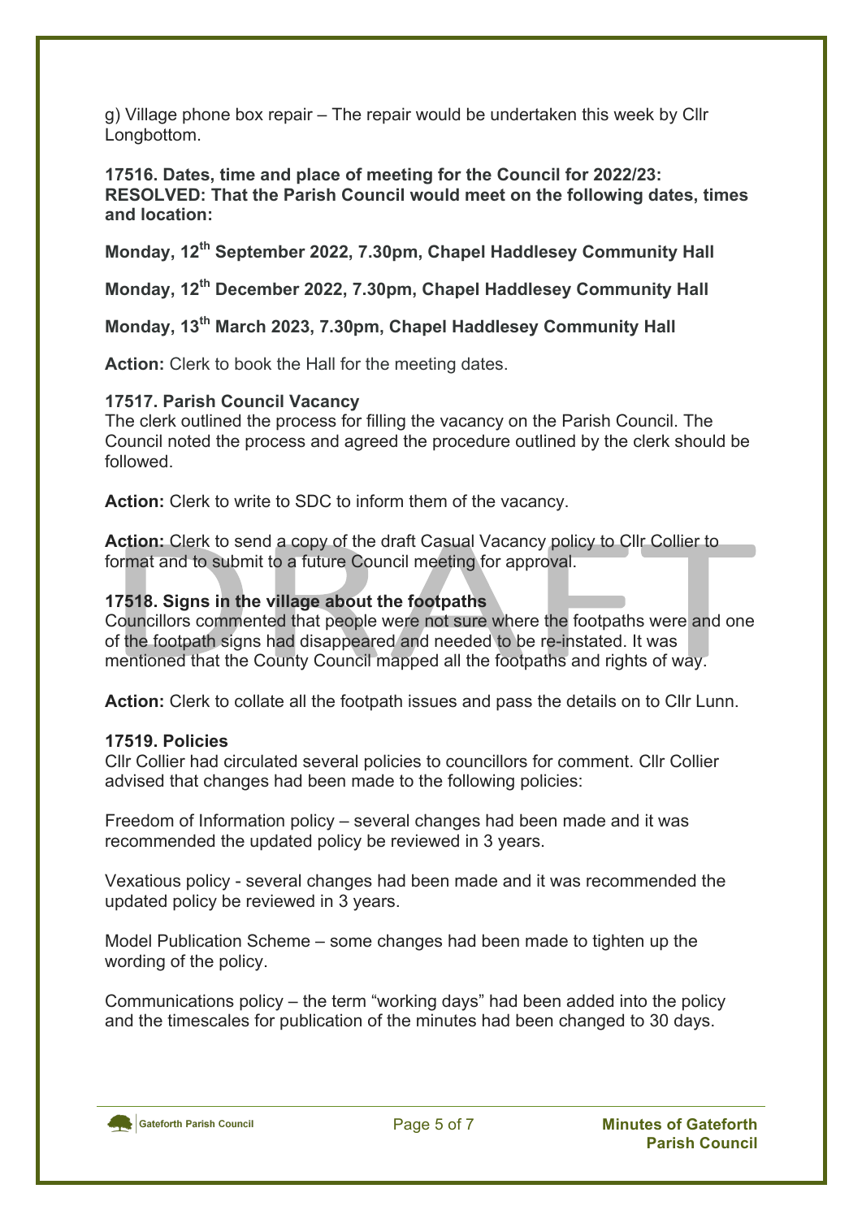g) Village phone box repair – The repair would be undertaken this week by Cllr Longbottom.

**17516. Dates, time and place of meeting for the Council for 2022/23: RESOLVED: That the Parish Council would meet on the following dates, times and location:**

**Monday, 12th September 2022, 7.30pm, Chapel Haddlesey Community Hall**

**Monday, 12th December 2022, 7.30pm, Chapel Haddlesey Community Hall**

**Monday, 13th March 2023, 7.30pm, Chapel Haddlesey Community Hall**

**Action:** Clerk to book the Hall for the meeting dates.

**17517. Parish Council Vacancy**
The clerk outlined the process for filling the vacancy on the Parish Council. The Council noted the process and agreed the procedure outlined by the clerk should be followed.

**Action:** Clerk to write to SDC to inform them of the vacancy.

**Action:** Clerk to send a copy of the draft Casual Vacancy policy to Cllr Collier to format and to submit to a future Council meeting for approval.

**17518. Signs in the village about the footpaths**
Councillors commented that people were not sure where the footpaths were and one of the footpath signs had disappeared and needed to be re-instated. It was mentioned that the County Council mapped all the footpaths and rights of way.

**Action:** Clerk to collate all the footpath issues and pass the details on to Cllr Lunn.

**17519. Policies**
Cllr Collier had circulated several policies to councillors for comment. Cllr Collier advised that changes had been made to the following policies:

Freedom of Information policy – several changes had been made and it was recommended the updated policy be reviewed in 3 years.

Vexatious policy - several changes had been made and it was recommended the updated policy be reviewed in 3 years.

Model Publication Scheme – some changes had been made to tighten up the wording of the policy.

Communications policy – the term "working days" had been added into the policy and the timescales for publication of the minutes had been changed to 30 days.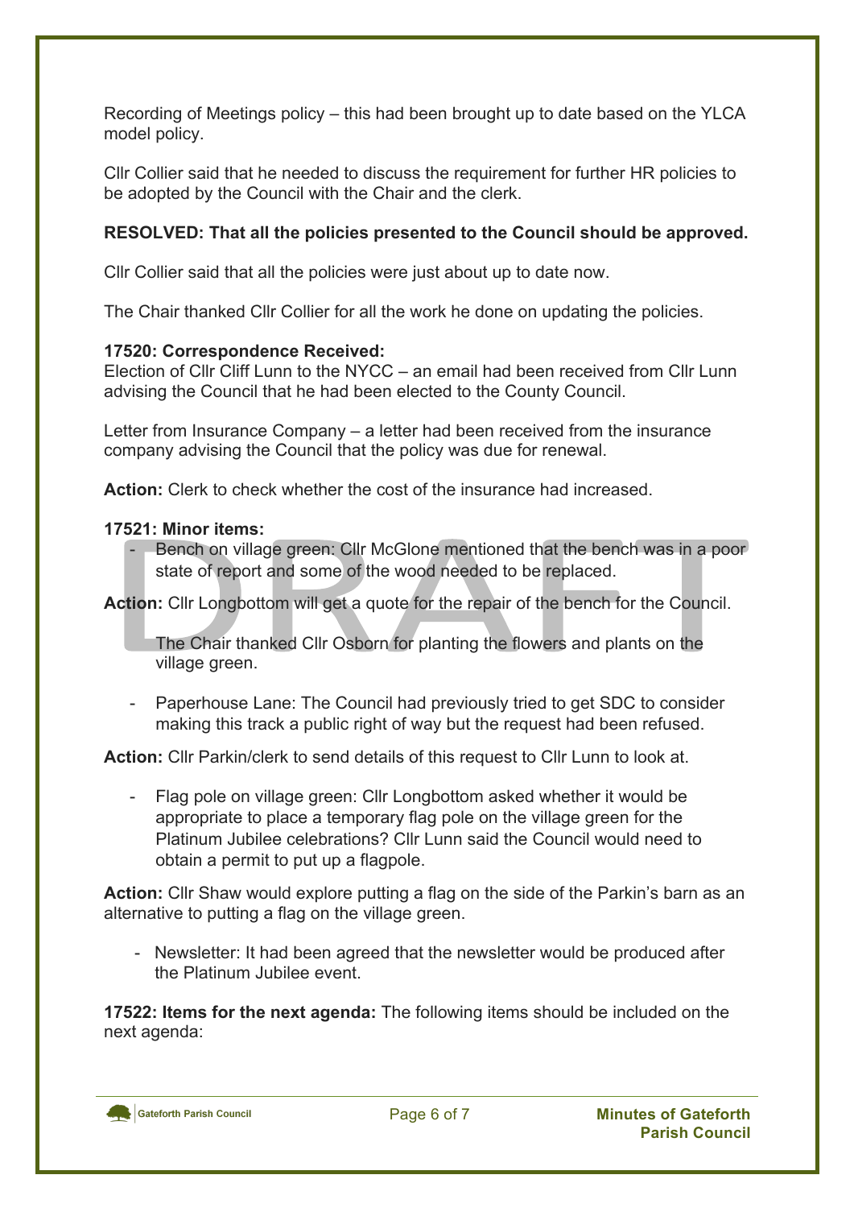Recording of Meetings policy – this had been brought up to date based on the YLCA model policy.

Cllr Collier said that he needed to discuss the requirement for further HR policies to be adopted by the Council with the Chair and the clerk.

**RESOLVED: That all the policies presented to the Council should be approved.**

Cllr Collier said that all the policies were just about up to date now.

The Chair thanked Cllr Collier for all the work he done on updating the policies.

**17520: Correspondence Received:**
Election of Cllr Cliff Lunn to the NYCC – an email had been received from Cllr Lunn advising the Council that he had been elected to the County Council.

Letter from Insurance Company – a letter had been received from the insurance company advising the Council that the policy was due for renewal.

**Action:** Clerk to check whether the cost of the insurance had increased.

**17521: Minor items:**

- Bench on village green: Cllr McGlone mentioned that the bench was in a poor state of report and some of the wood needed to be replaced.

**Action:** Cllr Longbottom will get a quote for the repair of the bench for the Council.

The Chair thanked Cllr Osborn for planting the flowers and plants on the village green.

- Paperhouse Lane: The Council had previously tried to get SDC to consider making this track a public right of way but the request had been refused.

**Action:** Cllr Parkin/clerk to send details of this request to Cllr Lunn to look at.

- Flag pole on village green: Cllr Longbottom asked whether it would be appropriate to place a temporary flag pole on the village green for the Platinum Jubilee celebrations? Cllr Lunn said the Council would need to obtain a permit to put up a flagpole.

**Action:** Cllr Shaw would explore putting a flag on the side of the Parkin's barn as an alternative to putting a flag on the village green.

- Newsletter: It had been agreed that the newsletter would be produced after the Platinum Jubilee event.

**17522: Items for the next agenda:** The following items should be included on the next agenda: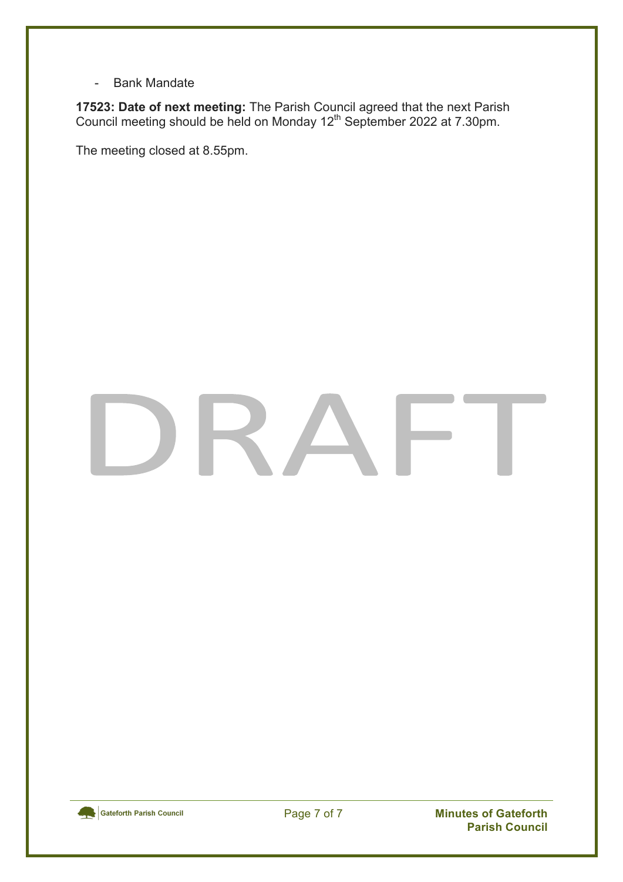- Bank Mandate

**17523: Date of next meeting:** The Parish Council agreed that the next Parish Council meeting should be held on Monday 12th September 2022 at 7.30pm.

The meeting closed at 8.55pm.

DRAFT